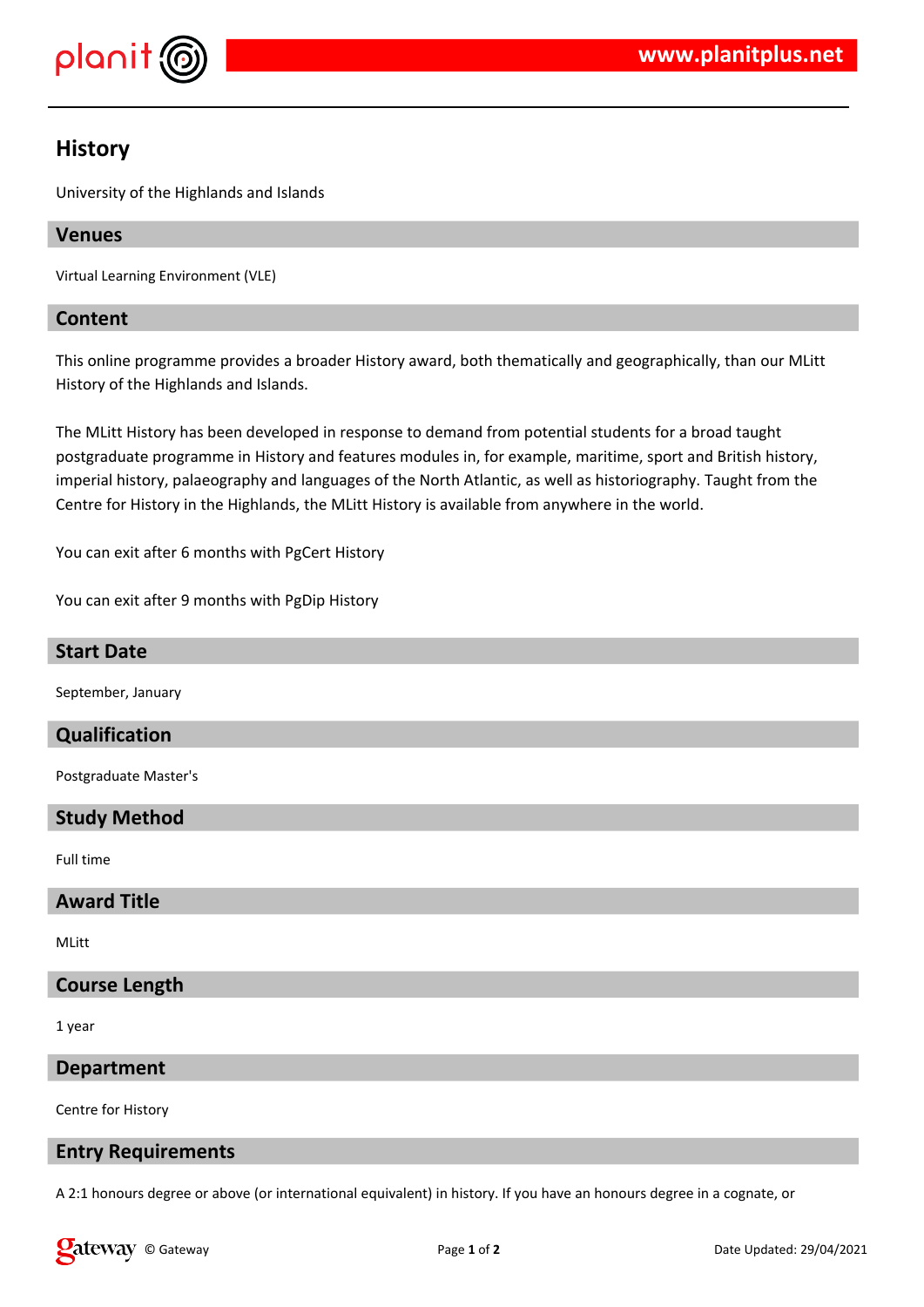# History

University of the Highlands and Islands

## Venues

Virtual Learning Environment (VLE)

## Content

This online programme provides a broader History award, both thematically and geographically, than our MLitt History of the Highlands and Islands.

The MLitt History has been developed in response to demand from potential students for a broad taught postgraduate programme in History and features modules in, for example, maritime, sport and British history, imperial history, palaeography and languages of the North Atlantic, as well as historiography. Taught from the Centre for History in the Highlands, the MLitt History is available from anywhere in the world.

You can exit after 6 months with PgCert History

You can exit after 9 months with PgDip History

## Start Date

September, January

## Qualification

Postgraduate Master's

## Study Method

Full time

## Award Title

MLitt

## Course Length

1 year

## Department

Centre for History

## Entry Requirements

A 2:1 honours degree or above (or international equivalent) in history. If you have an honours degree in a cognate, or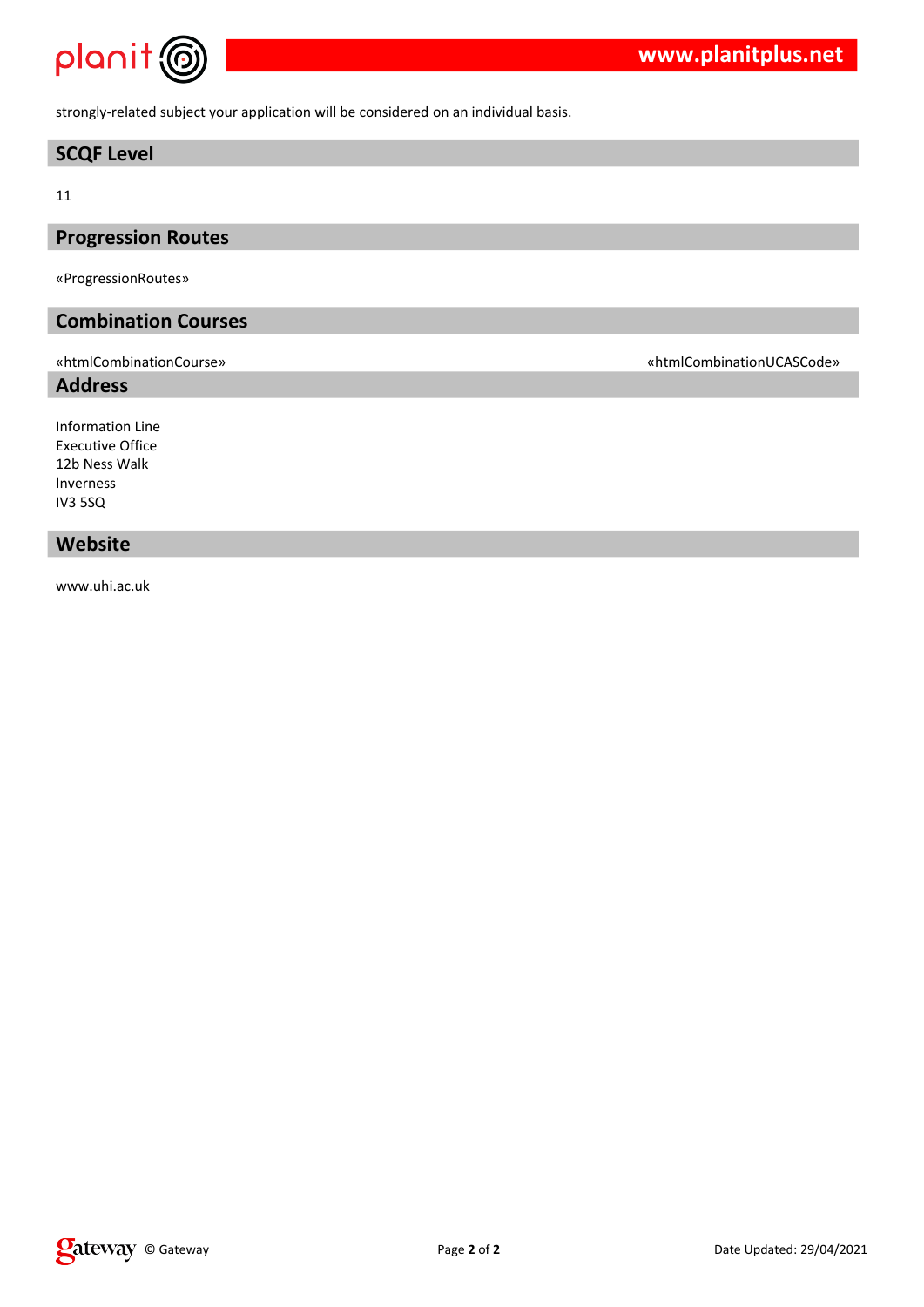strongly-related subject your application will be considered on an individual basis.

## SCQF Level

11

## Progression Routes

«ProgressionRoutes»

## Combination Courses

«htmlCombinationCourse» «htmlCombinationUCASCode»

## Address

Information Line
Executive Office
12b Ness Walk
Inverness
IV3 5SQ

## Website

www.uhi.ac.uk